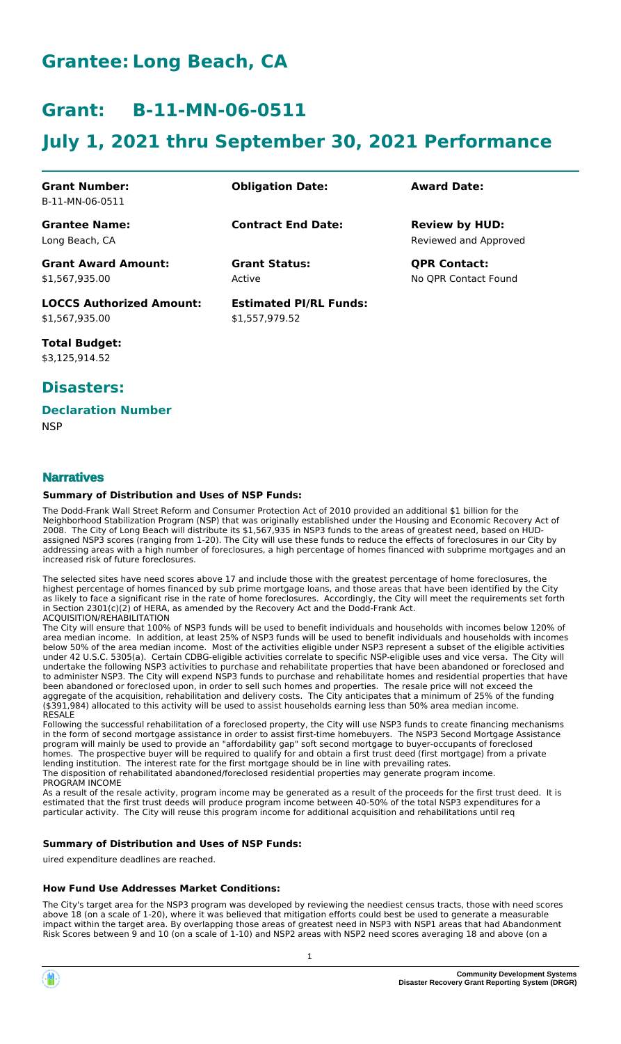# Grantee: Long Beach, CA

# Grant: B-11-MN-06-0511

# July 1, 2021 thru September 30, 2021 Performance

| **Grant Number:** | **Obligation Date:** | **Award Date:** |
|---|---|---|
| B-11-MN-06-0511 | | |
| **Grantee Name:** | **Contract End Date:** | **Review by HUD:** |
| Long Beach, CA | | Reviewed and Approved |
| **Grant Award Amount:** | **Grant Status:** | **QPR Contact:** |
| $1,567,935.00 | Active | No QPR Contact Found |
| **LOCCS Authorized Amount:** | **Estimated PI/RL Funds:** | |
| $1,567,935.00 | $1,557,979.52 | |

**Total Budget:**
$3,125,914.52

## Disasters:

### Declaration Number

NSP

## Narratives

### Summary of Distribution and Uses of NSP Funds:

The Dodd-Frank Wall Street Reform and Consumer Protection Act of 2010 provided an additional $1 billion for the Neighborhood Stabilization Program (NSP) that was originally established under the Housing and Economic Recovery Act of 2008. The City of Long Beach will distribute its $1,567,935 in NSP3 funds to the areas of greatest need, based on HUD-assigned NSP3 scores (ranging from 1-20). The City will use these funds to reduce the effects of foreclosures in our City by addressing areas with a high number of foreclosures, a high percentage of homes financed with subprime mortgages and an increased risk of future foreclosures.

The selected sites have need scores above 17 and include those with the greatest percentage of home foreclosures, the highest percentage of homes financed by sub prime mortgage loans, and those areas that have been identified by the City as likely to face a significant rise in the rate of home foreclosures. Accordingly, the City will meet the requirements set forth in Section 2301(c)(2) of HERA, as amended by the Recovery Act and the Dodd-Frank Act.

ACQUISITION/REHABILITATION

The City will ensure that 100% of NSP3 funds will be used to benefit individuals and households with incomes below 120% of area median income. In addition, at least 25% of NSP3 funds will be used to benefit individuals and households with incomes below 50% of the area median income. Most of the activities eligible under NSP3 represent a subset of the eligible activities under 42 U.S.C. 5305(a). Certain CDBG-eligible activities correlate to specific NSP-eligible uses and vice versa. The City will undertake the following NSP3 activities to purchase and rehabilitate properties that have been abandoned or foreclosed and to administer NSP3. The City will expend NSP3 funds to purchase and rehabilitate homes and residential properties that have been abandoned or foreclosed upon, in order to sell such homes and properties. The resale price will not exceed the aggregate of the acquisition, rehabilitation and delivery costs. The City anticipates that a minimum of 25% of the funding ($391,984) allocated to this activity will be used to assist households earning less than 50% area median income.

RESALE

Following the successful rehabilitation of a foreclosed property, the City will use NSP3 funds to create financing mechanisms in the form of second mortgage assistance in order to assist first-time homebuyers. The NSP3 Second Mortgage Assistance program will mainly be used to provide an "affordability gap" soft second mortgage to buyer-occupants of foreclosed homes. The prospective buyer will be required to qualify for and obtain a first trust deed (first mortgage) from a private lending institution. The interest rate for the first mortgage should be in line with prevailing rates.

The disposition of rehabilitated abandoned/foreclosed residential properties may generate program income.

PROGRAM INCOME

As a result of the resale activity, program income may be generated as a result of the proceeds for the first trust deed. It is estimated that the first trust deeds will produce program income between 40-50% of the total NSP3 expenditures for a particular activity. The City will reuse this program income for additional acquisition and rehabilitations until req

### Summary of Distribution and Uses of NSP Funds:

uired expenditure deadlines are reached.

### How Fund Use Addresses Market Conditions:

The City's target area for the NSP3 program was developed by reviewing the neediest census tracts, those with need scores above 18 (on a scale of 1-20), where it was believed that mitigation efforts could best be used to generate a measurable impact within the target area. By overlapping those areas of greatest need in NSP3 with NSP1 areas that had Abandonment Risk Scores between 9 and 10 (on a scale of 1-10) and NSP2 areas with NSP2 need scores averaging 18 and above (on a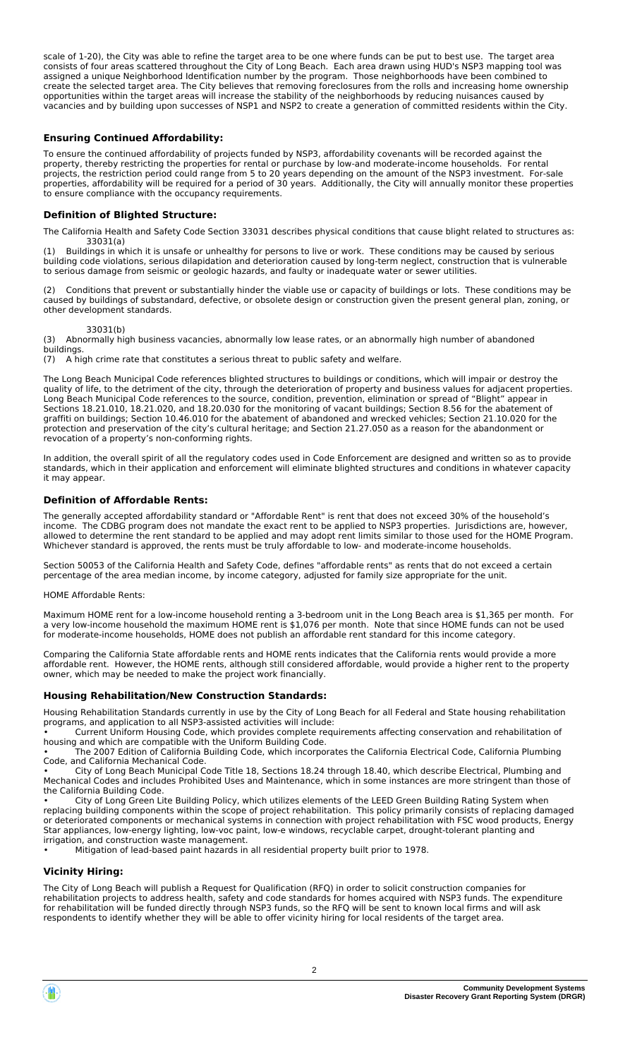scale of 1-20), the City was able to refine the target area to be one where funds can be put to best use. The target area consists of four areas scattered throughout the City of Long Beach. Each area drawn using HUD's NSP3 mapping tool was assigned a unique Neighborhood Identification number by the program. Those neighborhoods have been combined to create the selected target area. The City believes that removing foreclosures from the rolls and increasing home ownership opportunities within the target areas will increase the stability of the neighborhoods by reducing nuisances caused by vacancies and by building upon successes of NSP1 and NSP2 to create a generation of committed residents within the City.

## Ensuring Continued Affordability:

To ensure the continued affordability of projects funded by NSP3, affordability covenants will be recorded against the property, thereby restricting the properties for rental or purchase by low-and moderate-income households. For rental projects, the restriction period could range from 5 to 20 years depending on the amount of the NSP3 investment. For-sale properties, affordability will be required for a period of 30 years. Additionally, the City will annually monitor these properties to ensure compliance with the occupancy requirements.

## Definition of Blighted Structure:

The California Health and Safety Code Section 33031 describes physical conditions that cause blight related to structures as:
33031(a)
(1) Buildings in which it is unsafe or unhealthy for persons to live or work. These conditions may be caused by serious building code violations, serious dilapidation and deterioration caused by long-term neglect, construction that is vulnerable to serious damage from seismic or geologic hazards, and faulty or inadequate water or sewer utilities.

(2) Conditions that prevent or substantially hinder the viable use or capacity of buildings or lots. These conditions may be caused by buildings of substandard, defective, or obsolete design or construction given the present general plan, zoning, or other development standards.

33031(b)
(3) Abnormally high business vacancies, abnormally low lease rates, or an abnormally high number of abandoned buildings.
(7) A high crime rate that constitutes a serious threat to public safety and welfare.

The Long Beach Municipal Code references blighted structures to buildings or conditions, which will impair or destroy the quality of life, to the detriment of the city, through the deterioration of property and business values for adjacent properties. Long Beach Municipal Code references to the source, condition, prevention, elimination or spread of "Blight" appear in Sections 18.21.010, 18.21.020, and 18.20.030 for the monitoring of vacant buildings; Section 8.56 for the abatement of graffiti on buildings; Section 10.46.010 for the abatement of abandoned and wrecked vehicles; Section 21.10.020 for the protection and preservation of the city's cultural heritage; and Section 21.27.050 as a reason for the abandonment or revocation of a property's non-conforming rights.

In addition, the overall spirit of all the regulatory codes used in Code Enforcement are designed and written so as to provide standards, which in their application and enforcement will eliminate blighted structures and conditions in whatever capacity it may appear.

## Definition of Affordable Rents:

The generally accepted affordability standard or "Affordable Rent" is rent that does not exceed 30% of the household's income. The CDBG program does not mandate the exact rent to be applied to NSP3 properties. Jurisdictions are, however, allowed to determine the rent standard to be applied and may adopt rent limits similar to those used for the HOME Program. Whichever standard is approved, the rents must be truly affordable to low- and moderate-income households.

Section 50053 of the California Health and Safety Code, defines "affordable rents" as rents that do not exceed a certain percentage of the area median income, by income category, adjusted for family size appropriate for the unit.

HOME Affordable Rents:

Maximum HOME rent for a low-income household renting a 3-bedroom unit in the Long Beach area is $1,365 per month. For a very low-income household the maximum HOME rent is $1,076 per month. Note that since HOME funds can not be used for moderate-income households, HOME does not publish an affordable rent standard for this income category.

Comparing the California State affordable rents and HOME rents indicates that the California rents would provide a more affordable rent. However, the HOME rents, although still considered affordable, would provide a higher rent to the property owner, which may be needed to make the project work financially.

## Housing Rehabilitation/New Construction Standards:

Housing Rehabilitation Standards currently in use by the City of Long Beach for all Federal and State housing rehabilitation programs, and application to all NSP3-assisted activities will include:
- Current Uniform Housing Code, which provides complete requirements affecting conservation and rehabilitation of housing and which are compatible with the Uniform Building Code.
- The 2007 Edition of California Building Code, which incorporates the California Electrical Code, California Plumbing Code, and California Mechanical Code.
- City of Long Beach Municipal Code Title 18, Sections 18.24 through 18.40, which describe Electrical, Plumbing and Mechanical Codes and includes Prohibited Uses and Maintenance, which in some instances are more stringent than those of the California Building Code.
- City of Long Green Lite Building Policy, which utilizes elements of the LEED Green Building Rating System when replacing building components within the scope of project rehabilitation. This policy primarily consists of replacing damaged or deteriorated components or mechanical systems in connection with project rehabilitation with FSC wood products, Energy Star appliances, low-energy lighting, low-voc paint, low-e windows, recyclable carpet, drought-tolerant planting and irrigation, and construction waste management.
- Mitigation of lead-based paint hazards in all residential property built prior to 1978.

## Vicinity Hiring:

The City of Long Beach will publish a Request for Qualification (RFQ) in order to solicit construction companies for rehabilitation projects to address health, safety and code standards for homes acquired with NSP3 funds. The expenditure for rehabilitation will be funded directly through NSP3 funds, so the RFQ will be sent to known local firms and will ask respondents to identify whether they will be able to offer vicinity hiring for local residents of the target area.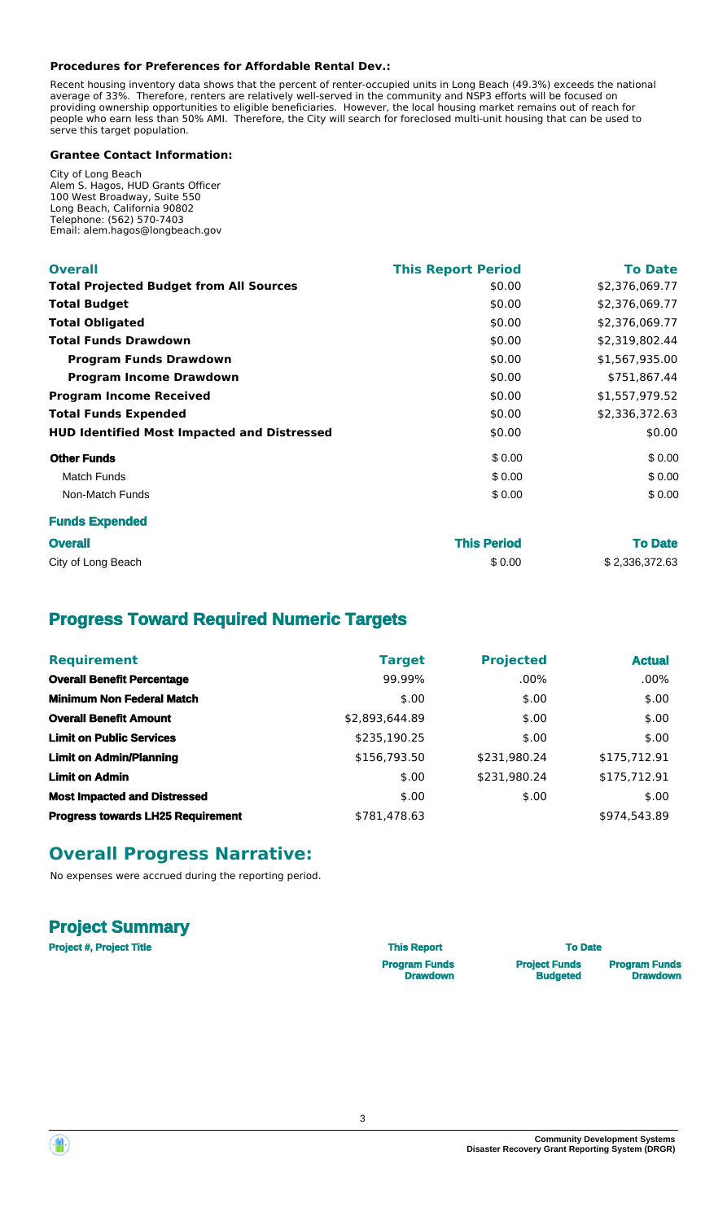**Procedures for Preferences for Affordable Rental Dev.:**

Recent housing inventory data shows that the percent of renter-occupied units in Long Beach (49.3%) exceeds the national average of 33%. Therefore, renters are relatively well-served in the community and NSP3 efforts will be focused on providing ownership opportunities to eligible beneficiaries. However, the local housing market remains out of reach for people who earn less than 50% AMI. Therefore, the City will search for foreclosed multi-unit housing that can be used to serve this target population.

**Grantee Contact Information:**

City of Long Beach
Alem S. Hagos, HUD Grants Officer
100 West Broadway, Suite 550
Long Beach, California 90802
Telephone: (562) 570-7403
Email: alem.hagos@longbeach.gov

| Overall | This Report Period | To Date |
|---|---|---|
| **Total Projected Budget from All Sources** | $0.00 | $2,376,069.77 |
| **Total Budget** | $0.00 | $2,376,069.77 |
| **Total Obligated** | $0.00 | $2,376,069.77 |
| **Total Funds Drawdown** | $0.00 | $2,319,802.44 |
| **Program Funds Drawdown** | $0.00 | $1,567,935.00 |
| **Program Income Drawdown** | $0.00 | $751,867.44 |
| **Program Income Received** | $0.00 | $1,557,979.52 |
| **Total Funds Expended** | $0.00 | $2,336,372.63 |
| **HUD Identified Most Impacted and Distressed** | $0.00 | $0.00 |
| **Other Funds** | $ 0.00 | $ 0.00 |
| Match Funds | $ 0.00 | $ 0.00 |
| Non-Match Funds | $ 0.00 | $ 0.00 |

**Funds Expended**

| Overall | This Period | To Date |
|---|---|---|
| City of Long Beach | $ 0.00 | $ 2,336,372.63 |

## Progress Toward Required Numeric Targets

| Requirement | Target | Projected | Actual |
|---|---|---|---|
| **Overall Benefit Percentage** | 99.99% | .00% | .00% |
| **Minimum Non Federal Match** | $.00 | $.00 | $.00 |
| **Overall Benefit Amount** | $2,893,644.89 | $.00 | $.00 |
| **Limit on Public Services** | $235,190.25 | $.00 | $.00 |
| **Limit on Admin/Planning** | $156,793.50 | $231,980.24 | $175,712.91 |
| **Limit on Admin** | $.00 | $231,980.24 | $175,712.91 |
| **Most Impacted and Distressed** | $.00 | $.00 | $.00 |
| **Progress towards LH25 Requirement** | $781,478.63 | | $974,543.89 |

## Overall Progress Narrative:

No expenses were accrued during the reporting period.

## Project Summary

| Project #, Project Title | This Report<br>Program Funds Drawdown | To Date<br>Project Funds Budgeted | To Date<br>Program Funds Drawdown |
|---|---|---|---|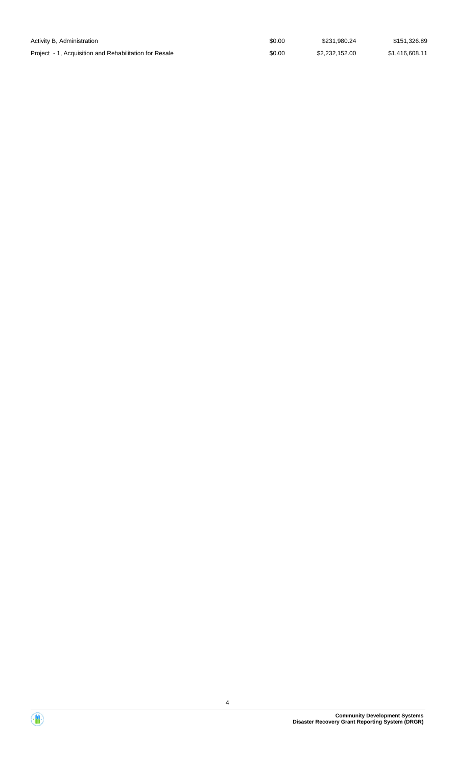| | | | |
|---|---|---|---|
| Activity B, Administration | $0.00 | $231,980.24 | $151,326.89 |
| Project - 1, Acquisition and Rehabilitation for Resale | $0.00 | $2,232,152.00 | $1,416,608.11 |